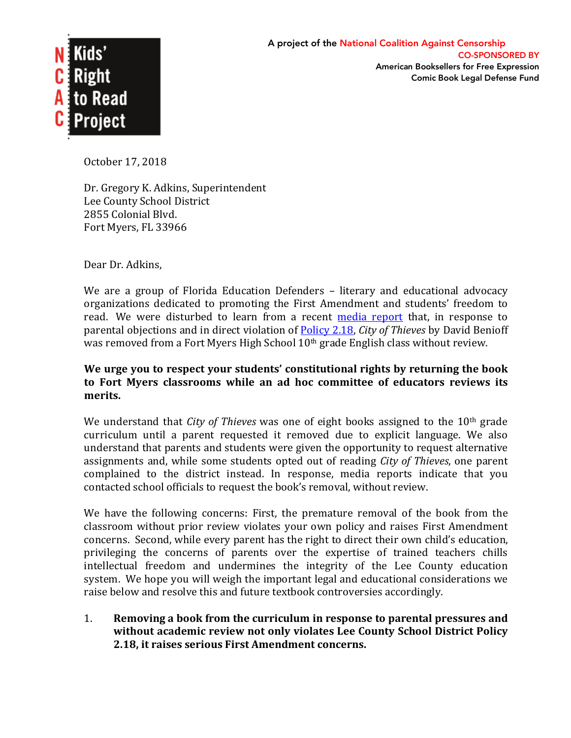NCAC Kids' Right to Read Project

A project of the National Coalition Against Censorship
CO-SPONSORED BY
American Booksellers for Free Expression
Comic Book Legal Defense Fund

October 17, 2018

Dr. Gregory K. Adkins, Superintendent
Lee County School District
2855 Colonial Blvd.
Fort Myers, FL 33966

Dear Dr. Adkins,

We are a group of Florida Education Defenders – literary and educational advocacy organizations dedicated to promoting the First Amendment and students' freedom to read. We were disturbed to learn from a recent media report that, in response to parental objections and in direct violation of Policy 2.18, *City of Thieves* by David Benioff was removed from a Fort Myers High School 10th grade English class without review.

**We urge you to respect your students' constitutional rights by returning the book to Fort Myers classrooms while an ad hoc committee of educators reviews its merits.**

We understand that *City of Thieves* was one of eight books assigned to the 10th grade curriculum until a parent requested it removed due to explicit language. We also understand that parents and students were given the opportunity to request alternative assignments and, while some students opted out of reading *City of Thieves*, one parent complained to the district instead. In response, media reports indicate that you contacted school officials to request the book's removal, without review.

We have the following concerns: First, the premature removal of the book from the classroom without prior review violates your own policy and raises First Amendment concerns. Second, while every parent has the right to direct their own child's education, privileging the concerns of parents over the expertise of trained teachers chills intellectual freedom and undermines the integrity of the Lee County education system. We hope you will weigh the important legal and educational considerations we raise below and resolve this and future textbook controversies accordingly.

1. **Removing a book from the curriculum in response to parental pressures and without academic review not only violates Lee County School District Policy 2.18, it raises serious First Amendment concerns.**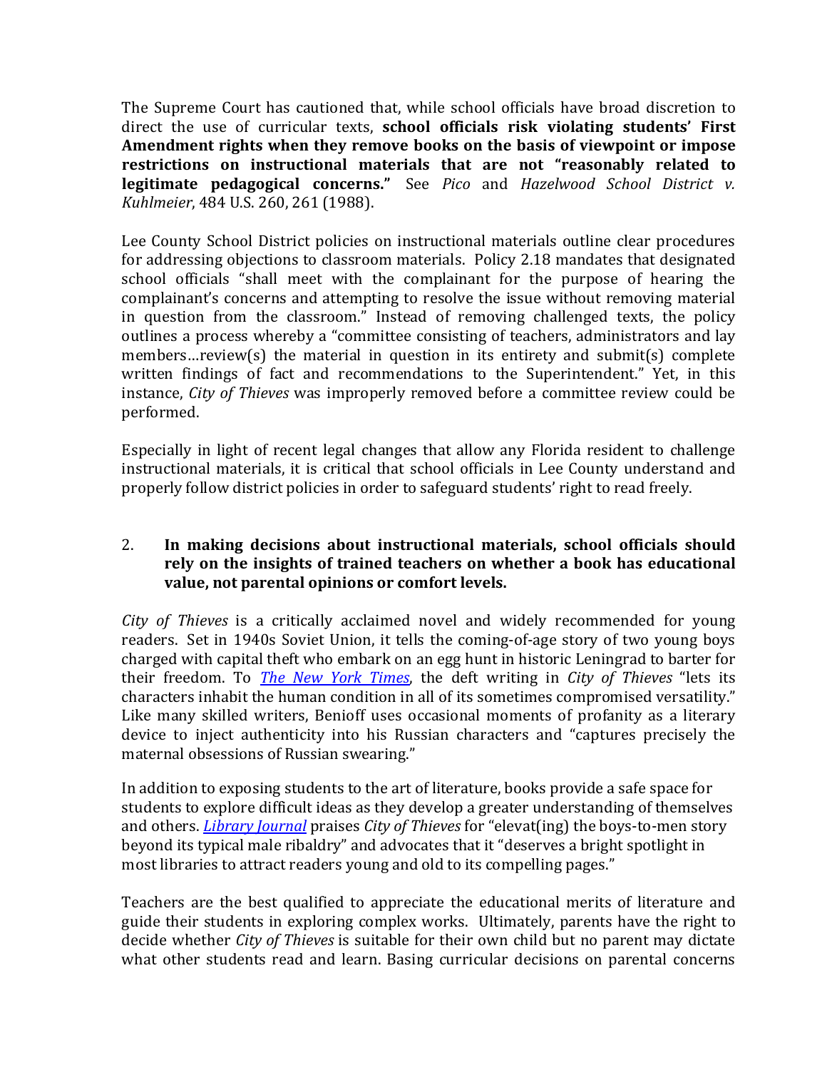The Supreme Court has cautioned that, while school officials have broad discretion to direct the use of curricular texts, **school officials risk violating students' First Amendment rights when they remove books on the basis of viewpoint or impose restrictions on instructional materials that are not "reasonably related to legitimate pedagogical concerns."** See *Pico* and *Hazelwood School District v. Kuhlmeier*, 484 U.S. 260, 261 (1988).

Lee County School District policies on instructional materials outline clear procedures for addressing objections to classroom materials. Policy 2.18 mandates that designated school officials "shall meet with the complainant for the purpose of hearing the complainant's concerns and attempting to resolve the issue without removing material in question from the classroom." Instead of removing challenged texts, the policy outlines a process whereby a "committee consisting of teachers, administrators and lay members…review(s) the material in question in its entirety and submit(s) complete written findings of fact and recommendations to the Superintendent." Yet, in this instance, *City of Thieves* was improperly removed before a committee review could be performed.

Especially in light of recent legal changes that allow any Florida resident to challenge instructional materials, it is critical that school officials in Lee County understand and properly follow district policies in order to safeguard students' right to read freely.

2. **In making decisions about instructional materials, school officials should rely on the insights of trained teachers on whether a book has educational value, not parental opinions or comfort levels.**

*City of Thieves* is a critically acclaimed novel and widely recommended for young readers. Set in 1940s Soviet Union, it tells the coming-of-age story of two young boys charged with capital theft who embark on an egg hunt in historic Leningrad to barter for their freedom. To *The New York Times*, the deft writing in *City of Thieves* "lets its characters inhabit the human condition in all of its sometimes compromised versatility." Like many skilled writers, Benioff uses occasional moments of profanity as a literary device to inject authenticity into his Russian characters and "captures precisely the maternal obsessions of Russian swearing."

In addition to exposing students to the art of literature, books provide a safe space for students to explore difficult ideas as they develop a greater understanding of themselves and others. *Library Journal* praises *City of Thieves* for "elevat(ing) the boys-to-men story beyond its typical male ribaldry" and advocates that it "deserves a bright spotlight in most libraries to attract readers young and old to its compelling pages."

Teachers are the best qualified to appreciate the educational merits of literature and guide their students in exploring complex works. Ultimately, parents have the right to decide whether *City of Thieves* is suitable for their own child but no parent may dictate what other students read and learn. Basing curricular decisions on parental concerns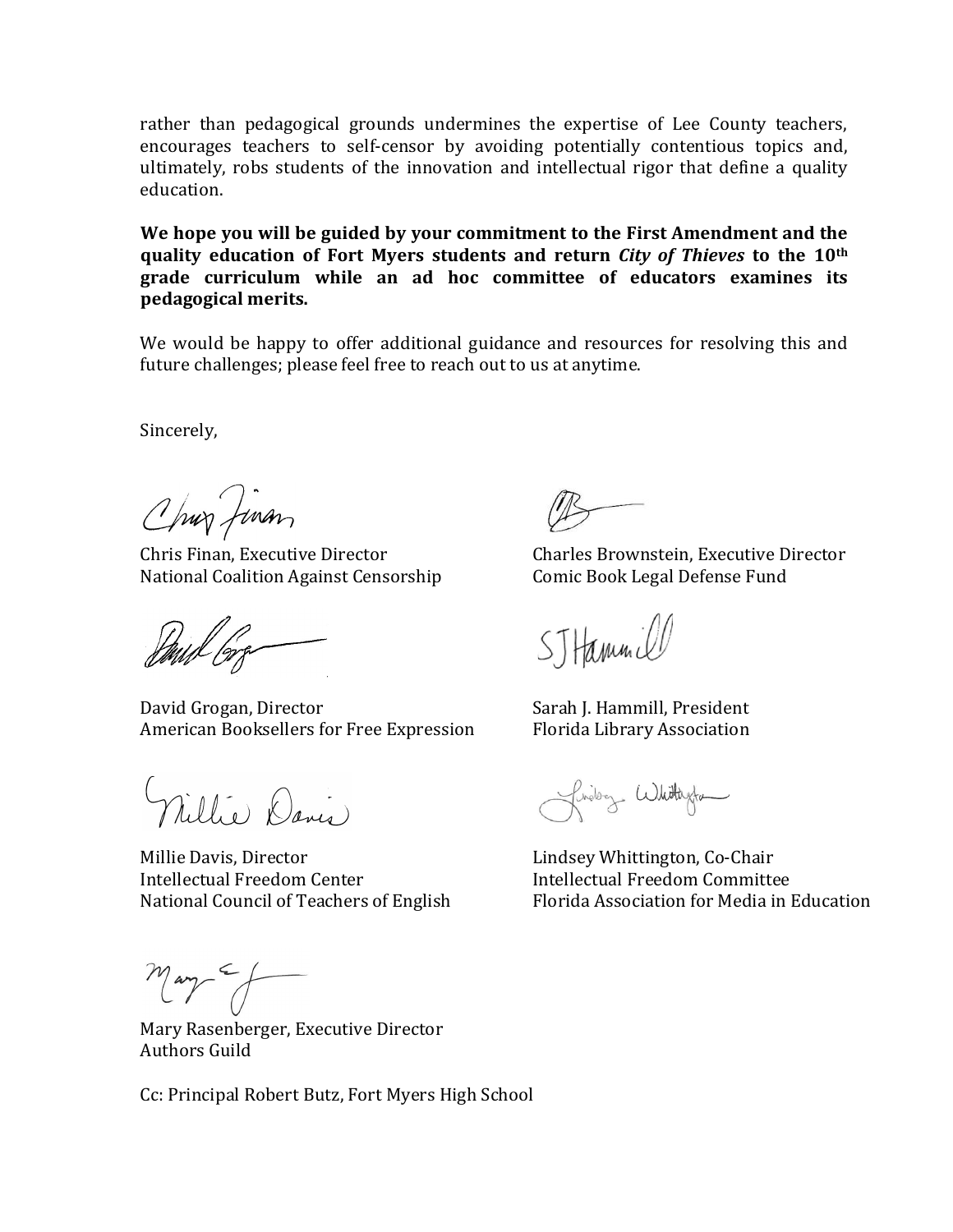rather than pedagogical grounds undermines the expertise of Lee County teachers, encourages teachers to self-censor by avoiding potentially contentious topics and, ultimately, robs students of the innovation and intellectual rigor that define a quality education.

**We hope you will be guided by your commitment to the First Amendment and the quality education of Fort Myers students and return *City of Thieves* to the 10th grade curriculum while an ad hoc committee of educators examines its pedagogical merits.**

We would be happy to offer additional guidance and resources for resolving this and future challenges; please feel free to reach out to us at anytime.

Sincerely,

Chris Finan, Executive Director
National Coalition Against Censorship

Charles Brownstein, Executive Director
Comic Book Legal Defense Fund

David Grogan, Director
American Booksellers for Free Expression

Sarah J. Hammill, President
Florida Library Association

Millie Davis, Director
Intellectual Freedom Center
National Council of Teachers of English

Lindsey Whittington, Co-Chair
Intellectual Freedom Committee
Florida Association for Media in Education

Mary Rasenberger, Executive Director
Authors Guild

Cc: Principal Robert Butz, Fort Myers High School